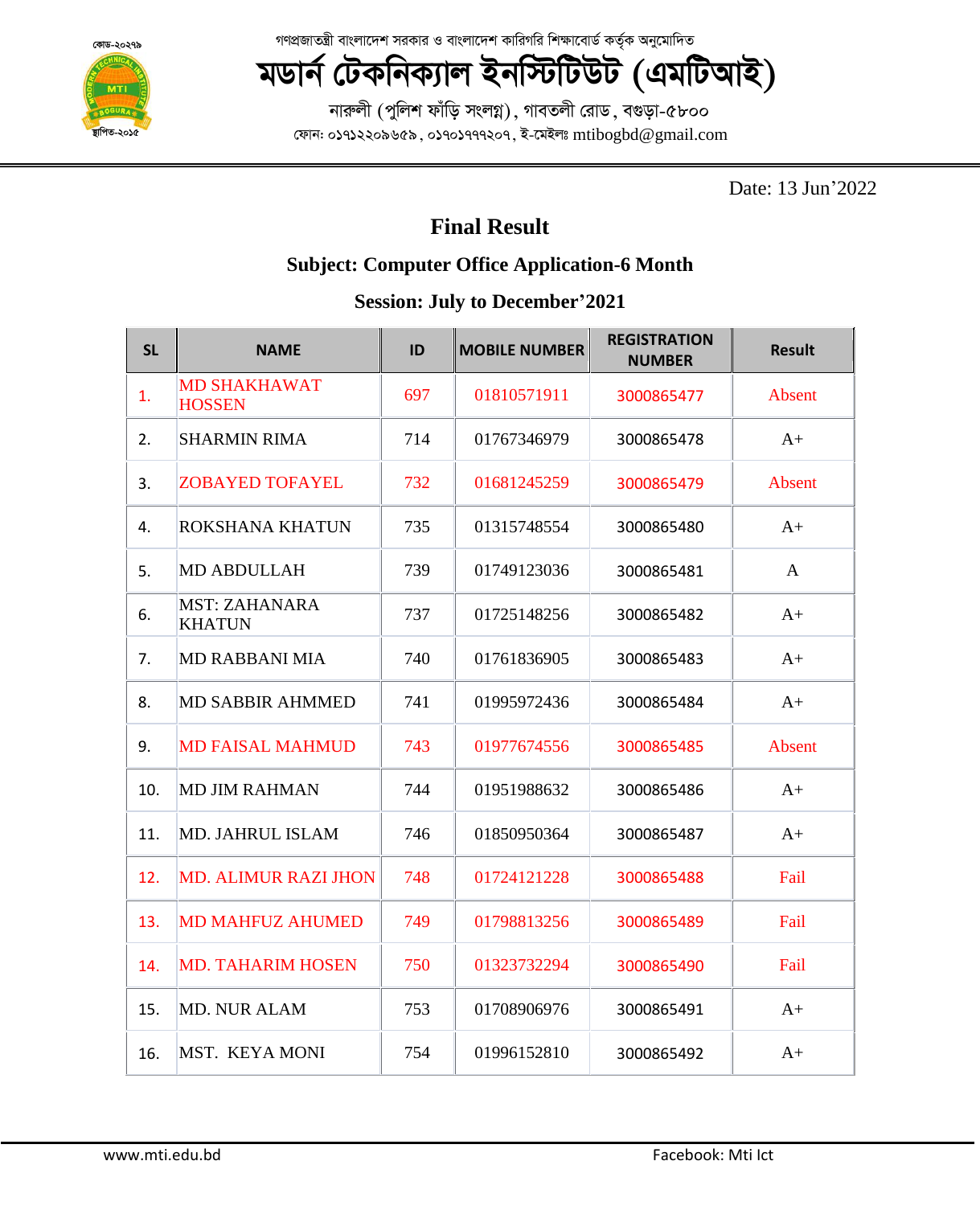গণপ্রজাতন্ত্রী বাংলাদেশ সরকার ও বাংলাদেশ কারিগরি শিক্ষাবোর্ড কর্তৃক অনুমোদিত

কোড-২০২৭৯

# মডার্ন টেকনিক্যাল ইনস্টিটিউট (এমটিআই)

স্থাপিত-২০১৫

নারুলী (পুলিশ ফাঁড়ি সংলগ্ন), গাবতলী রোড, বগুড়া-৫৮০০

ফোন: ০১৭১২২০৯৬৫৯, ০১৭০১৭৭৭২০৭, ই-মেইলঃ mtibogbd@gmail.com

Date: 13 Jun'2022

## Final Result

### Subject: Computer Office Application-6 Month

### Session: July to December'2021

| SL | NAME | ID | MOBILE NUMBER | REGISTRATION NUMBER | Result |
|---|---|---|---|---|---|
| 1. | MD SHAKHAWAT HOSSEN | 697 | 01810571911 | 3000865477 | Absent |
| 2. | SHARMIN RIMA | 714 | 01767346979 | 3000865478 | A+ |
| 3. | ZOBAYED TOFAYEL | 732 | 01681245259 | 3000865479 | Absent |
| 4. | ROKSHANA KHATUN | 735 | 01315748554 | 3000865480 | A+ |
| 5. | MD ABDULLAH | 739 | 01749123036 | 3000865481 | A |
| 6. | MST: ZAHANARA KHATUN | 737 | 01725148256 | 3000865482 | A+ |
| 7. | MD RABBANI MIA | 740 | 01761836905 | 3000865483 | A+ |
| 8. | MD SABBIR AHMMED | 741 | 01995972436 | 3000865484 | A+ |
| 9. | MD FAISAL MAHMUD | 743 | 01977674556 | 3000865485 | Absent |
| 10. | MD JIM RAHMAN | 744 | 01951988632 | 3000865486 | A+ |
| 11. | MD. JAHRUL ISLAM | 746 | 01850950364 | 3000865487 | A+ |
| 12. | MD. ALIMUR RAZI JHON | 748 | 01724121228 | 3000865488 | Fail |
| 13. | MD MAHFUZ AHUMED | 749 | 01798813256 | 3000865489 | Fail |
| 14. | MD. TAHARIM HOSEN | 750 | 01323732294 | 3000865490 | Fail |
| 15. | MD. NUR ALAM | 753 | 01708906976 | 3000865491 | A+ |
| 16. | MST. KEYA MONI | 754 | 01996152810 | 3000865492 | A+ |

www.mti.edu.bd    Facebook: Mti Ict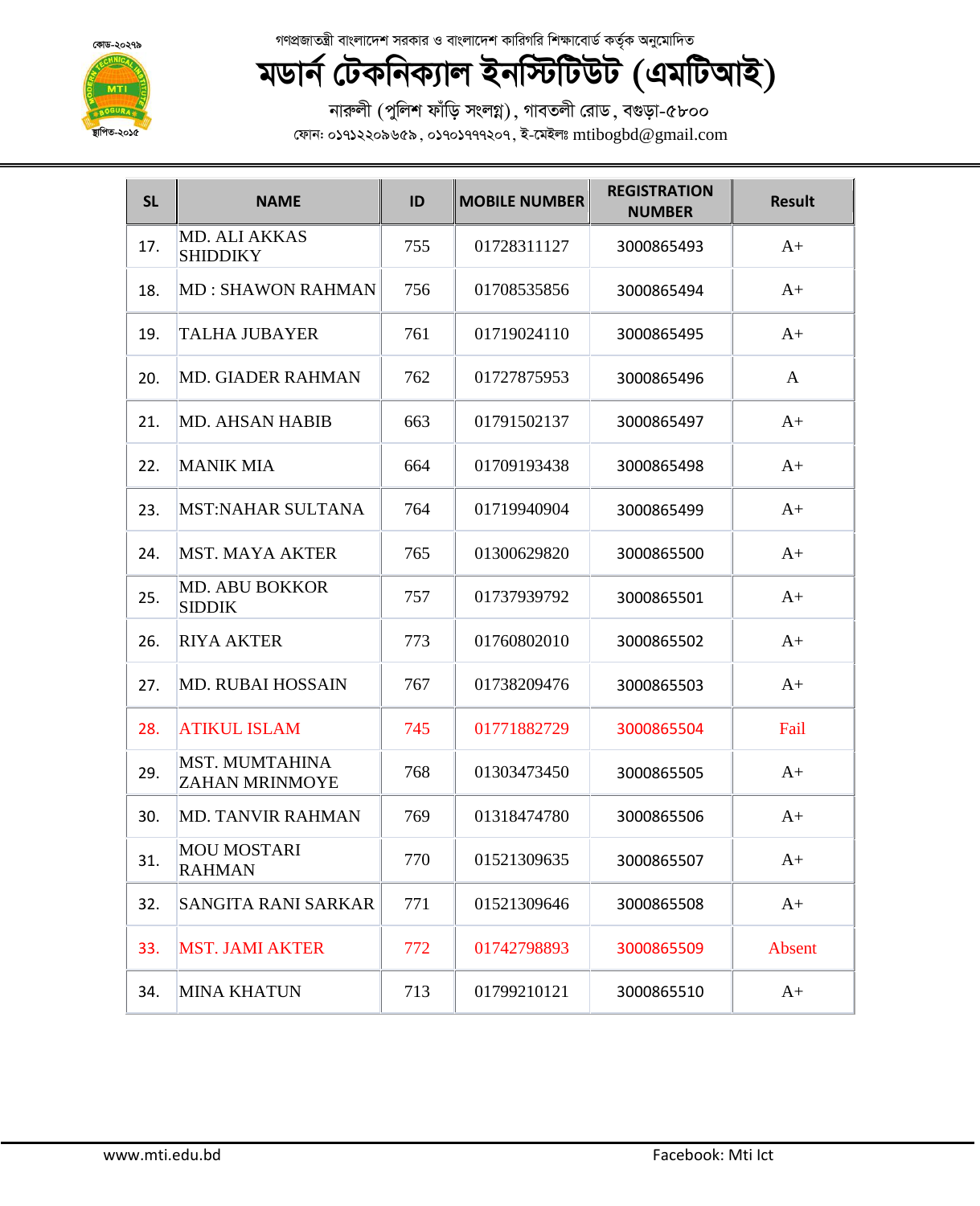গণপ্রজাতন্ত্রী বাংলাদেশ সরকার ও বাংলাদেশ কারিগরি শিক্ষাবোর্ড কর্তৃক অনুমোদিত

কোড-২০২৭৯

# মডার্ন টেকনিক্যাল ইনস্টিটিউট (এমটিআই)

নারুলী (পুলিশ ফাঁড়ি সংলগ্ন), গাবতলী রোড, বগুড়া-৫৮০০

ফোন: ০১৭১২২০৯৬৫৯, ০১৭০১৭৭৭২০৭, ই-মেইলঃ mtibogbd@gmail.com

স্থাপিত-২০১৫

| SL | NAME | ID | MOBILE NUMBER | REGISTRATION NUMBER | Result |
|---|---|---|---|---|---|
| 17. | MD. ALI AKKAS SHIDDIKY | 755 | 01728311127 | 3000865493 | A+ |
| 18. | MD : SHAWON RAHMAN | 756 | 01708535856 | 3000865494 | A+ |
| 19. | TALHA JUBAYER | 761 | 01719024110 | 3000865495 | A+ |
| 20. | MD. GIADER RAHMAN | 762 | 01727875953 | 3000865496 | A |
| 21. | MD. AHSAN HABIB | 663 | 01791502137 | 3000865497 | A+ |
| 22. | MANIK MIA | 664 | 01709193438 | 3000865498 | A+ |
| 23. | MST:NAHAR SULTANA | 764 | 01719940904 | 3000865499 | A+ |
| 24. | MST. MAYA AKTER | 765 | 01300629820 | 3000865500 | A+ |
| 25. | MD. ABU BOKKOR SIDDIK | 757 | 01737939792 | 3000865501 | A+ |
| 26. | RIYA AKTER | 773 | 01760802010 | 3000865502 | A+ |
| 27. | MD. RUBAI HOSSAIN | 767 | 01738209476 | 3000865503 | A+ |
| 28. | ATIKUL ISLAM | 745 | 01771882729 | 3000865504 | Fail |
| 29. | MST. MUMTAHINA ZAHAN MRINMOYE | 768 | 01303473450 | 3000865505 | A+ |
| 30. | MD. TANVIR RAHMAN | 769 | 01318474780 | 3000865506 | A+ |
| 31. | MOU MOSTARI RAHMAN | 770 | 01521309635 | 3000865507 | A+ |
| 32. | SANGITA RANI SARKAR | 771 | 01521309646 | 3000865508 | A+ |
| 33. | MST. JAMI AKTER | 772 | 01742798893 | 3000865509 | Absent |
| 34. | MINA KHATUN | 713 | 01799210121 | 3000865510 | A+ |

www.mti.edu.bd Facebook: Mti Ict